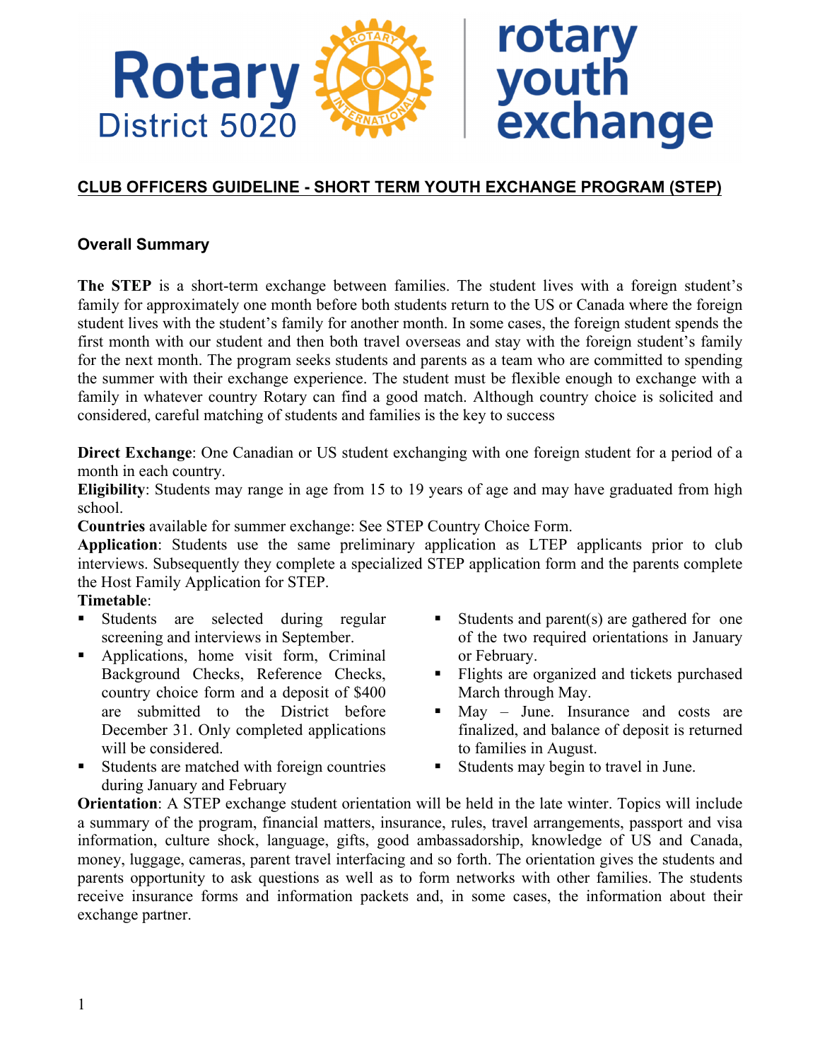Rotary District 5020 | rotary youth exchange

## CLUB OFFICERS GUIDELINE - SHORT TERM YOUTH EXCHANGE PROGRAM (STEP)

### Overall Summary

**The STEP** is a short-term exchange between families. The student lives with a foreign student's family for approximately one month before both students return to the US or Canada where the foreign student lives with the student's family for another month. In some cases, the foreign student spends the first month with our student and then both travel overseas and stay with the foreign student's family for the next month. The program seeks students and parents as a team who are committed to spending the summer with their exchange experience. The student must be flexible enough to exchange with a family in whatever country Rotary can find a good match. Although country choice is solicited and considered, careful matching of students and families is the key to success

**Direct Exchange**: One Canadian or US student exchanging with one foreign student for a period of a month in each country.

**Eligibility**: Students may range in age from 15 to 19 years of age and may have graduated from high school.

**Countries** available for summer exchange: See STEP Country Choice Form.

**Application**: Students use the same preliminary application as LTEP applicants prior to club interviews. Subsequently they complete a specialized STEP application form and the parents complete the Host Family Application for STEP.

**Timetable**:

- Students are selected during regular screening and interviews in September.
- Applications, home visit form, Criminal Background Checks, Reference Checks, country choice form and a deposit of $400 are submitted to the District before December 31. Only completed applications will be considered.
- Students are matched with foreign countries during January and February
- Students and parent(s) are gathered for one of the two required orientations in January or February.
- Flights are organized and tickets purchased March through May.
- May – June. Insurance and costs are finalized, and balance of deposit is returned to families in August.
- Students may begin to travel in June.

**Orientation**: A STEP exchange student orientation will be held in the late winter. Topics will include a summary of the program, financial matters, insurance, rules, travel arrangements, passport and visa information, culture shock, language, gifts, good ambassadorship, knowledge of US and Canada, money, luggage, cameras, parent travel interfacing and so forth. The orientation gives the students and parents opportunity to ask questions as well as to form networks with other families. The students receive insurance forms and information packets and, in some cases, the information about their exchange partner.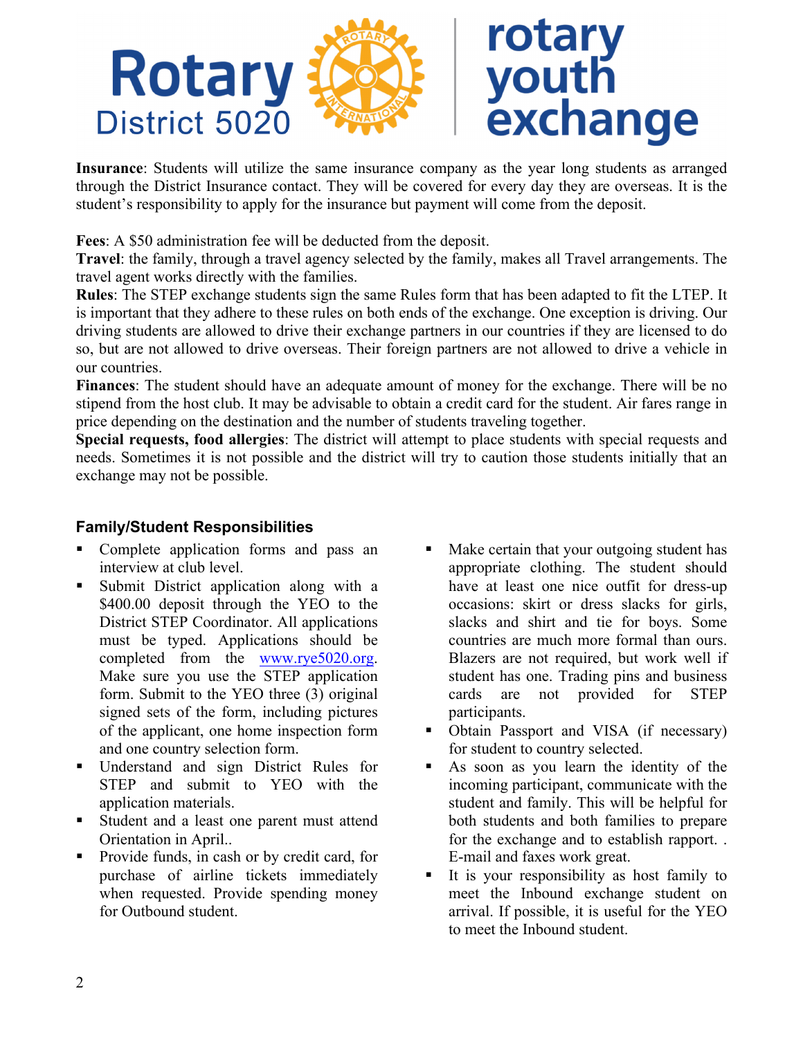**Insurance**: Students will utilize the same insurance company as the year long students as arranged through the District Insurance contact. They will be covered for every day they are overseas. It is the student's responsibility to apply for the insurance but payment will come from the deposit.

**Fees**: A $50 administration fee will be deducted from the deposit.

**Travel**: the family, through a travel agency selected by the family, makes all Travel arrangements. The travel agent works directly with the families.

**Rules**: The STEP exchange students sign the same Rules form that has been adapted to fit the LTEP. It is important that they adhere to these rules on both ends of the exchange. One exception is driving. Our driving students are allowed to drive their exchange partners in our countries if they are licensed to do so, but are not allowed to drive overseas. Their foreign partners are not allowed to drive a vehicle in our countries.

**Finances**: The student should have an adequate amount of money for the exchange. There will be no stipend from the host club. It may be advisable to obtain a credit card for the student. Air fares range in price depending on the destination and the number of students traveling together.

**Special requests, food allergies**: The district will attempt to place students with special requests and needs. Sometimes it is not possible and the district will try to caution those students initially that an exchange may not be possible.

### Family/Student Responsibilities

- Complete application forms and pass an interview at club level.
- Submit District application along with a $400.00 deposit through the YEO to the District STEP Coordinator. All applications must be typed. Applications should be completed from the www.rye5020.org. Make sure you use the STEP application form. Submit to the YEO three (3) original signed sets of the form, including pictures of the applicant, one home inspection form and one country selection form.
- Understand and sign District Rules for STEP and submit to YEO with the application materials.
- Student and a least one parent must attend Orientation in April..
- Provide funds, in cash or by credit card, for purchase of airline tickets immediately when requested. Provide spending money for Outbound student.
- Make certain that your outgoing student has appropriate clothing. The student should have at least one nice outfit for dress-up occasions: skirt or dress slacks for girls, slacks and shirt and tie for boys. Some countries are much more formal than ours. Blazers are not required, but work well if student has one. Trading pins and business cards are not provided for STEP participants.
- Obtain Passport and VISA (if necessary) for student to country selected.
- As soon as you learn the identity of the incoming participant, communicate with the student and family. This will be helpful for both students and both families to prepare for the exchange and to establish rapport. . E-mail and faxes work great.
- It is your responsibility as host family to meet the Inbound exchange student on arrival. If possible, it is useful for the YEO to meet the Inbound student.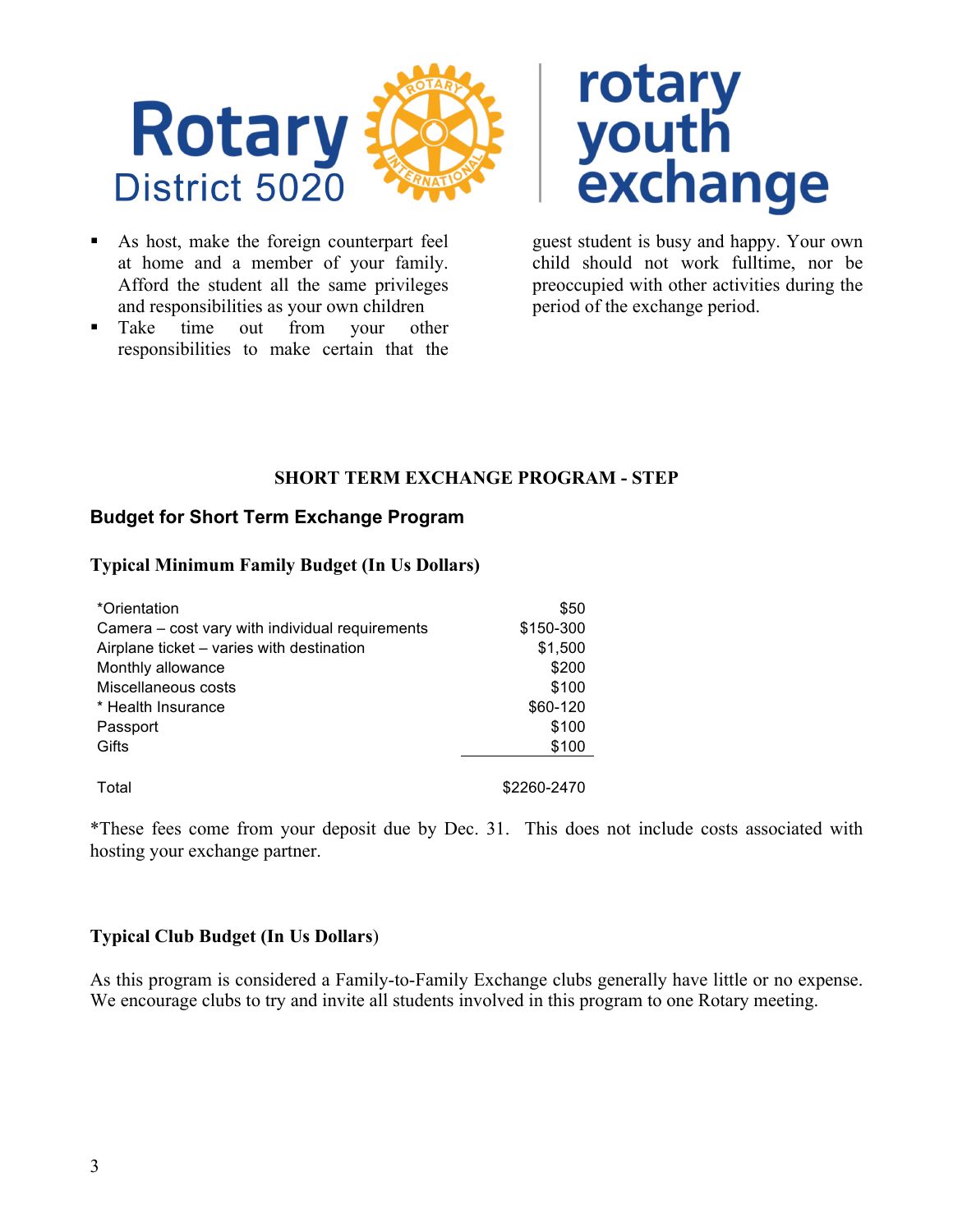- As host, make the foreign counterpart feel at home and a member of your family. Afford the student all the same privileges and responsibilities as your own children
- Take time out from your other responsibilities to make certain that the guest student is busy and happy. Your own child should not work fulltime, nor be preoccupied with other activities during the period of the exchange period.

## SHORT TERM EXCHANGE PROGRAM - STEP

### Budget for Short Term Exchange Program

**Typical Minimum Family Budget (In Us Dollars)**

| Item | Cost |
|---|---|
| *Orientation | $50 |
| Camera – cost vary with individual requirements | $150-300 |
| Airplane ticket – varies with destination | $1,500 |
| Monthly allowance | $200 |
| Miscellaneous costs | $100 |
| * Health Insurance | $60-120 |
| Passport | $100 |
| Gifts | $100 |
| Total | $2260-2470 |

*These fees come from your deposit due by Dec. 31. This does not include costs associated with hosting your exchange partner.

**Typical Club Budget (In Us Dollars**)

As this program is considered a Family-to-Family Exchange clubs generally have little or no expense. We encourage clubs to try and invite all students involved in this program to one Rotary meeting.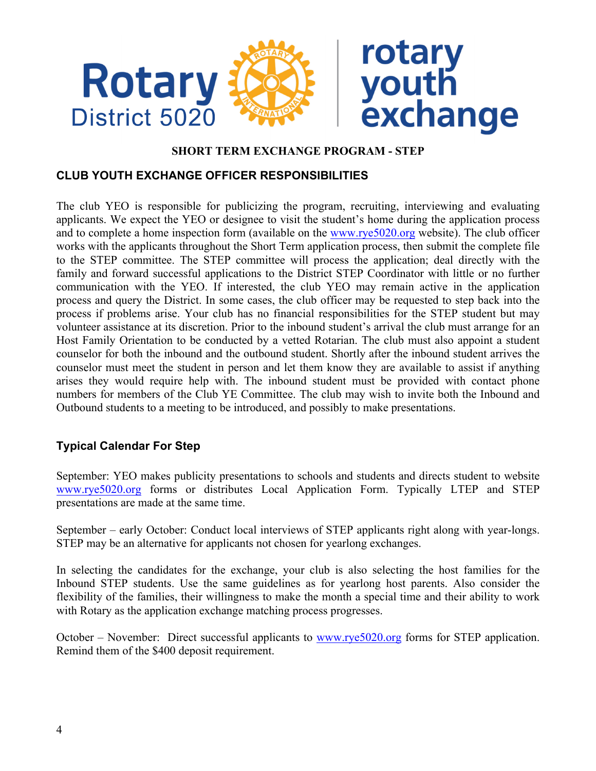Rotary District 5020 | rotary youth exchange

**SHORT TERM EXCHANGE PROGRAM - STEP**

## CLUB YOUTH EXCHANGE OFFICER RESPONSIBILITIES

The club YEO is responsible for publicizing the program, recruiting, interviewing and evaluating applicants. We expect the YEO or designee to visit the student's home during the application process and to complete a home inspection form (available on the www.rye5020.org website). The club officer works with the applicants throughout the Short Term application process, then submit the complete file to the STEP committee. The STEP committee will process the application; deal directly with the family and forward successful applications to the District STEP Coordinator with little or no further communication with the YEO. If interested, the club YEO may remain active in the application process and query the District. In some cases, the club officer may be requested to step back into the process if problems arise. Your club has no financial responsibilities for the STEP student but may volunteer assistance at its discretion. Prior to the inbound student's arrival the club must arrange for an Host Family Orientation to be conducted by a vetted Rotarian. The club must also appoint a student counselor for both the inbound and the outbound student. Shortly after the inbound student arrives the counselor must meet the student in person and let them know they are available to assist if anything arises they would require help with. The inbound student must be provided with contact phone numbers for members of the Club YE Committee. The club may wish to invite both the Inbound and Outbound students to a meeting to be introduced, and possibly to make presentations.

## Typical Calendar For Step

September: YEO makes publicity presentations to schools and students and directs student to website www.rye5020.org forms or distributes Local Application Form. Typically LTEP and STEP presentations are made at the same time.

September – early October: Conduct local interviews of STEP applicants right along with year-longs. STEP may be an alternative for applicants not chosen for yearlong exchanges.

In selecting the candidates for the exchange, your club is also selecting the host families for the Inbound STEP students. Use the same guidelines as for yearlong host parents. Also consider the flexibility of the families, their willingness to make the month a special time and their ability to work with Rotary as the application exchange matching process progresses.

October – November: Direct successful applicants to www.rye5020.org forms for STEP application. Remind them of the $400 deposit requirement.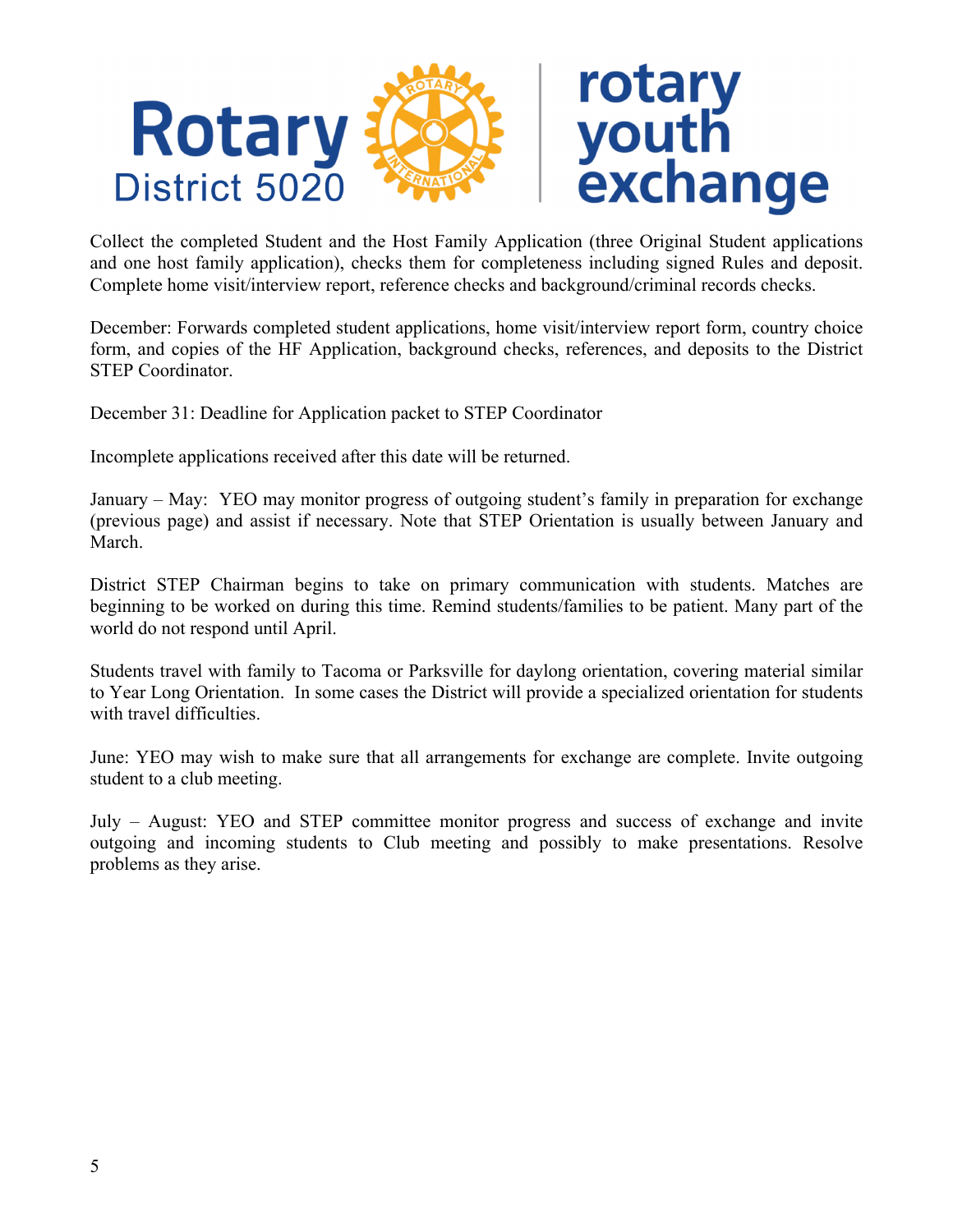Collect the completed Student and the Host Family Application (three Original Student applications and one host family application), checks them for completeness including signed Rules and deposit. Complete home visit/interview report, reference checks and background/criminal records checks.

December: Forwards completed student applications, home visit/interview report form, country choice form, and copies of the HF Application, background checks, references, and deposits to the District STEP Coordinator.

December 31: Deadline for Application packet to STEP Coordinator

Incomplete applications received after this date will be returned.

January – May: YEO may monitor progress of outgoing student's family in preparation for exchange (previous page) and assist if necessary. Note that STEP Orientation is usually between January and March.

District STEP Chairman begins to take on primary communication with students. Matches are beginning to be worked on during this time. Remind students/families to be patient. Many part of the world do not respond until April.

Students travel with family to Tacoma or Parksville for daylong orientation, covering material similar to Year Long Orientation. In some cases the District will provide a specialized orientation for students with travel difficulties.

June: YEO may wish to make sure that all arrangements for exchange are complete. Invite outgoing student to a club meeting.

July – August: YEO and STEP committee monitor progress and success of exchange and invite outgoing and incoming students to Club meeting and possibly to make presentations. Resolve problems as they arise.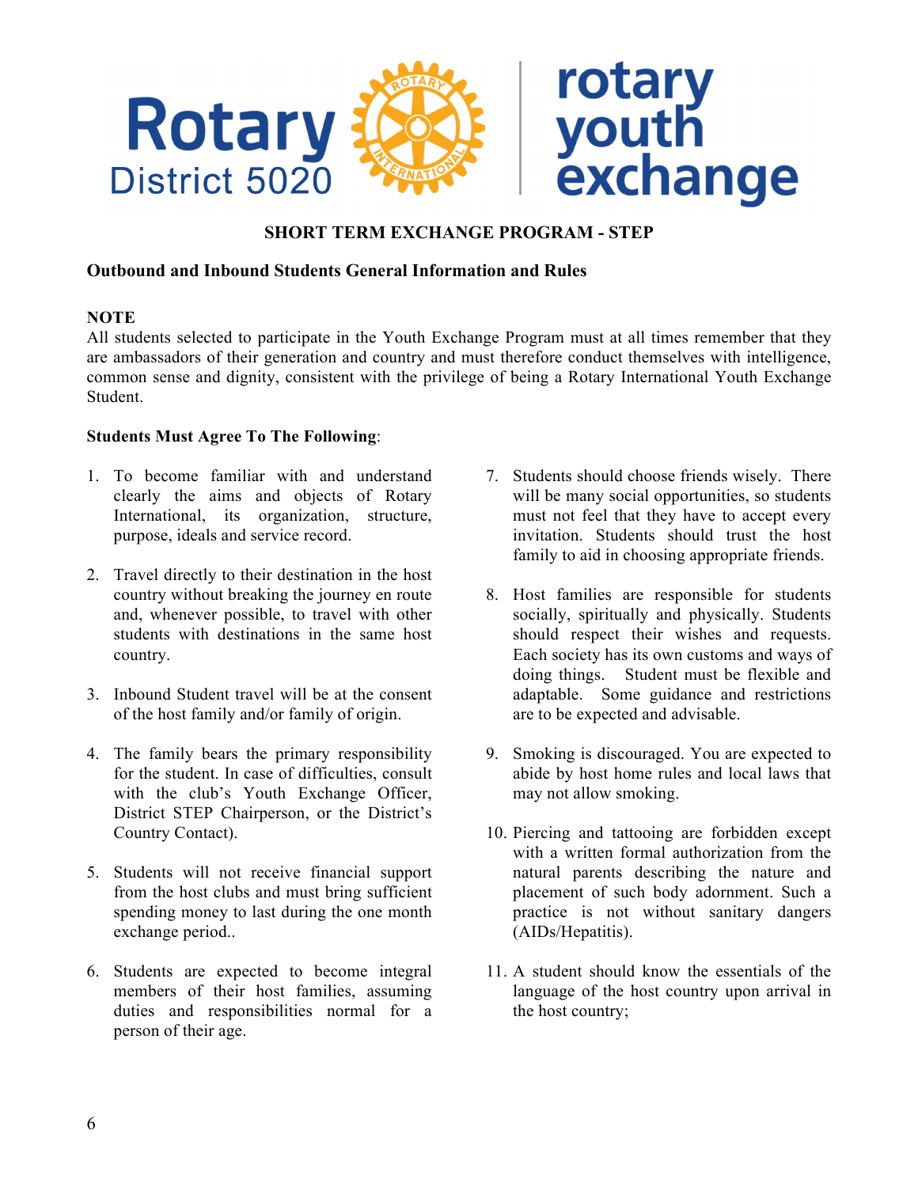# SHORT TERM EXCHANGE PROGRAM - STEP

## Outbound and Inbound Students General Information and Rules

**NOTE**

All students selected to participate in the Youth Exchange Program must at all times remember that they are ambassadors of their generation and country and must therefore conduct themselves with intelligence, common sense and dignity, consistent with the privilege of being a Rotary International Youth Exchange Student.

**Students Must Agree To The Following**:

1. To become familiar with and understand clearly the aims and objects of Rotary International, its organization, structure, purpose, ideals and service record.

2. Travel directly to their destination in the host country without breaking the journey en route and, whenever possible, to travel with other students with destinations in the same host country.

3. Inbound Student travel will be at the consent of the host family and/or family of origin.

4. The family bears the primary responsibility for the student. In case of difficulties, consult with the club's Youth Exchange Officer, District STEP Chairperson, or the District's Country Contact).

5. Students will not receive financial support from the host clubs and must bring sufficient spending money to last during the one month exchange period..

6. Students are expected to become integral members of their host families, assuming duties and responsibilities normal for a person of their age.

7. Students should choose friends wisely. There will be many social opportunities, so students must not feel that they have to accept every invitation. Students should trust the host family to aid in choosing appropriate friends.

8. Host families are responsible for students socially, spiritually and physically. Students should respect their wishes and requests. Each society has its own customs and ways of doing things. Student must be flexible and adaptable. Some guidance and restrictions are to be expected and advisable.

9. Smoking is discouraged. You are expected to abide by host home rules and local laws that may not allow smoking.

10. Piercing and tattooing are forbidden except with a written formal authorization from the natural parents describing the nature and placement of such body adornment. Such a practice is not without sanitary dangers (AIDs/Hepatitis).

11. A student should know the essentials of the language of the host country upon arrival in the host country;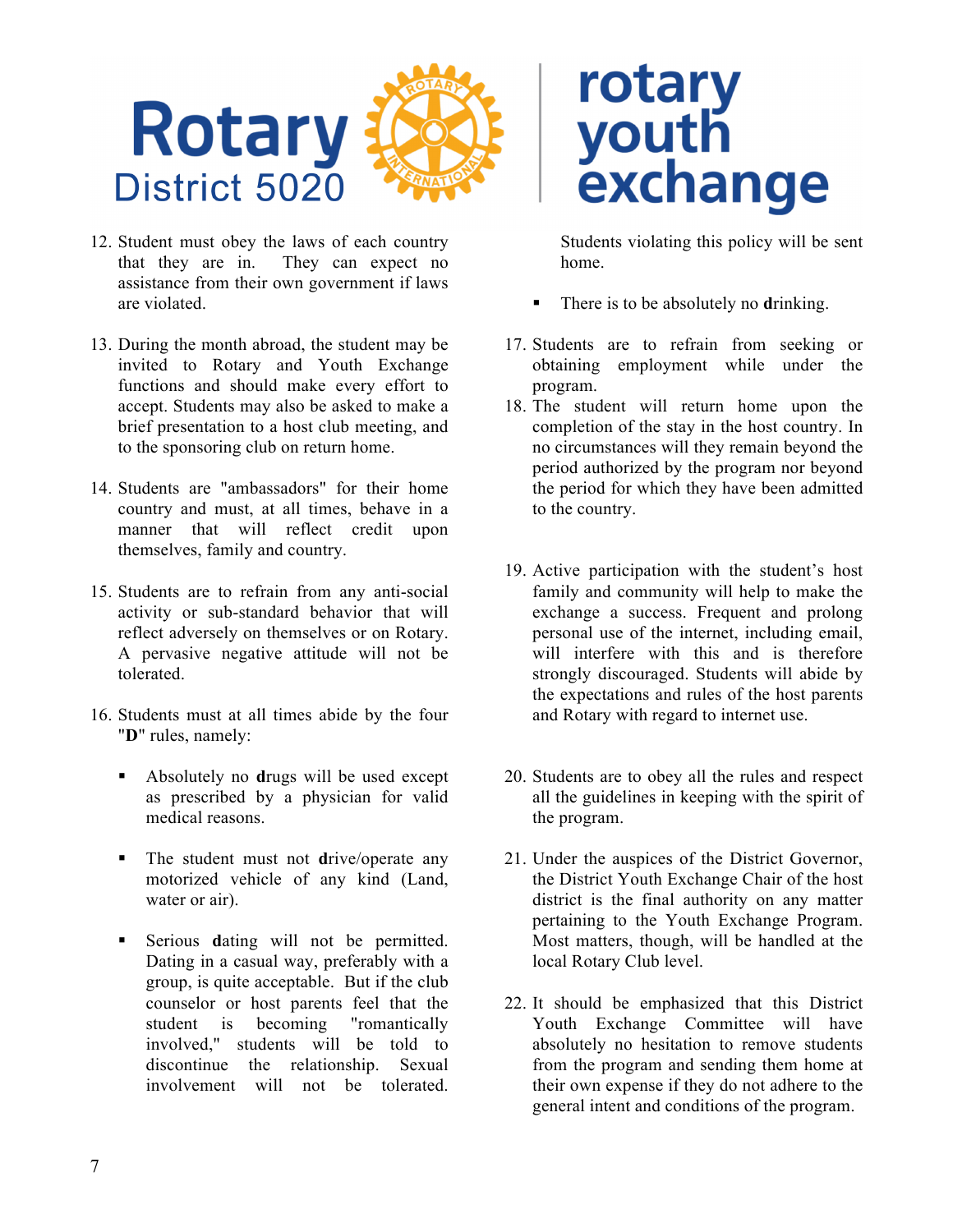12. Student must obey the laws of each country that they are in. They can expect no assistance from their own government if laws are violated.

13. During the month abroad, the student may be invited to Rotary and Youth Exchange functions and should make every effort to accept. Students may also be asked to make a brief presentation to a host club meeting, and to the sponsoring club on return home.

14. Students are "ambassadors" for their home country and must, at all times, behave in a manner that will reflect credit upon themselves, family and country.

15. Students are to refrain from any anti-social activity or sub-standard behavior that will reflect adversely on themselves or on Rotary. A pervasive negative attitude will not be tolerated.

16. Students must at all times abide by the four "**D**" rules, namely:

    - Absolutely no **d**rugs will be used except as prescribed by a physician for valid medical reasons.

    - The student must not **d**rive/operate any motorized vehicle of any kind (Land, water or air).

    - Serious **d**ating will not be permitted. Dating in a casual way, preferably with a group, is quite acceptable. But if the club counselor or host parents feel that the student is becoming "romantically involved," students will be told to discontinue the relationship. Sexual involvement will not be tolerated. Students violating this policy will be sent home.

    - There is to be absolutely no **d**rinking.

17. Students are to refrain from seeking or obtaining employment while under the program.
18. The student will return home upon the completion of the stay in the host country. In no circumstances will they remain beyond the period authorized by the program nor beyond the period for which they have been admitted to the country.

19. Active participation with the student's host family and community will help to make the exchange a success. Frequent and prolong personal use of the internet, including email, will interfere with this and is therefore strongly discouraged. Students will abide by the expectations and rules of the host parents and Rotary with regard to internet use.

20. Students are to obey all the rules and respect all the guidelines in keeping with the spirit of the program.

21. Under the auspices of the District Governor, the District Youth Exchange Chair of the host district is the final authority on any matter pertaining to the Youth Exchange Program. Most matters, though, will be handled at the local Rotary Club level.

22. It should be emphasized that this District Youth Exchange Committee will have absolutely no hesitation to remove students from the program and sending them home at their own expense if they do not adhere to the general intent and conditions of the program.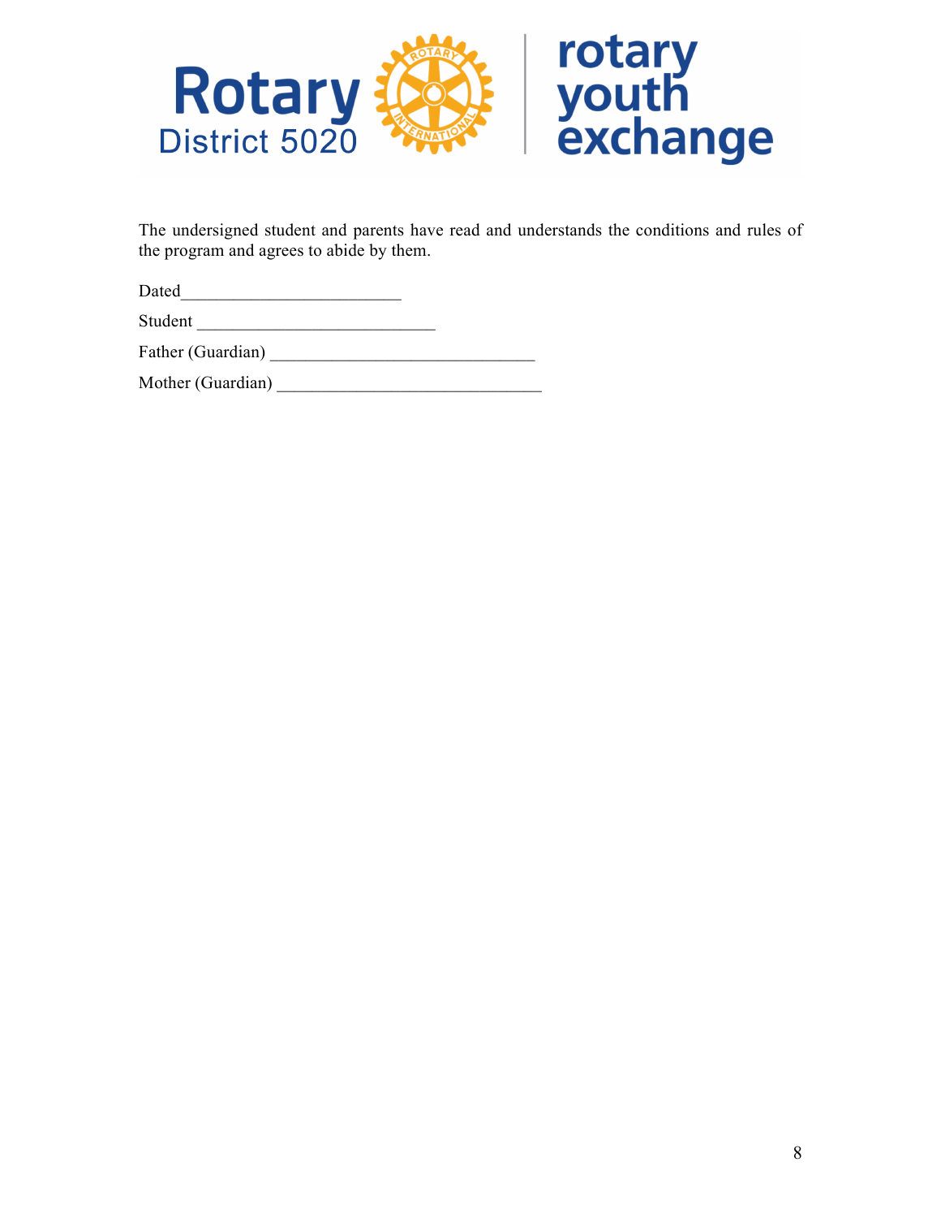Rotary District 5020 | rotary youth exchange

The undersigned student and parents have read and understands the conditions and rules of the program and agrees to abide by them.

Dated________________________

Student __________________________

Father (Guardian) _____________________________

Mother (Guardian) _____________________________